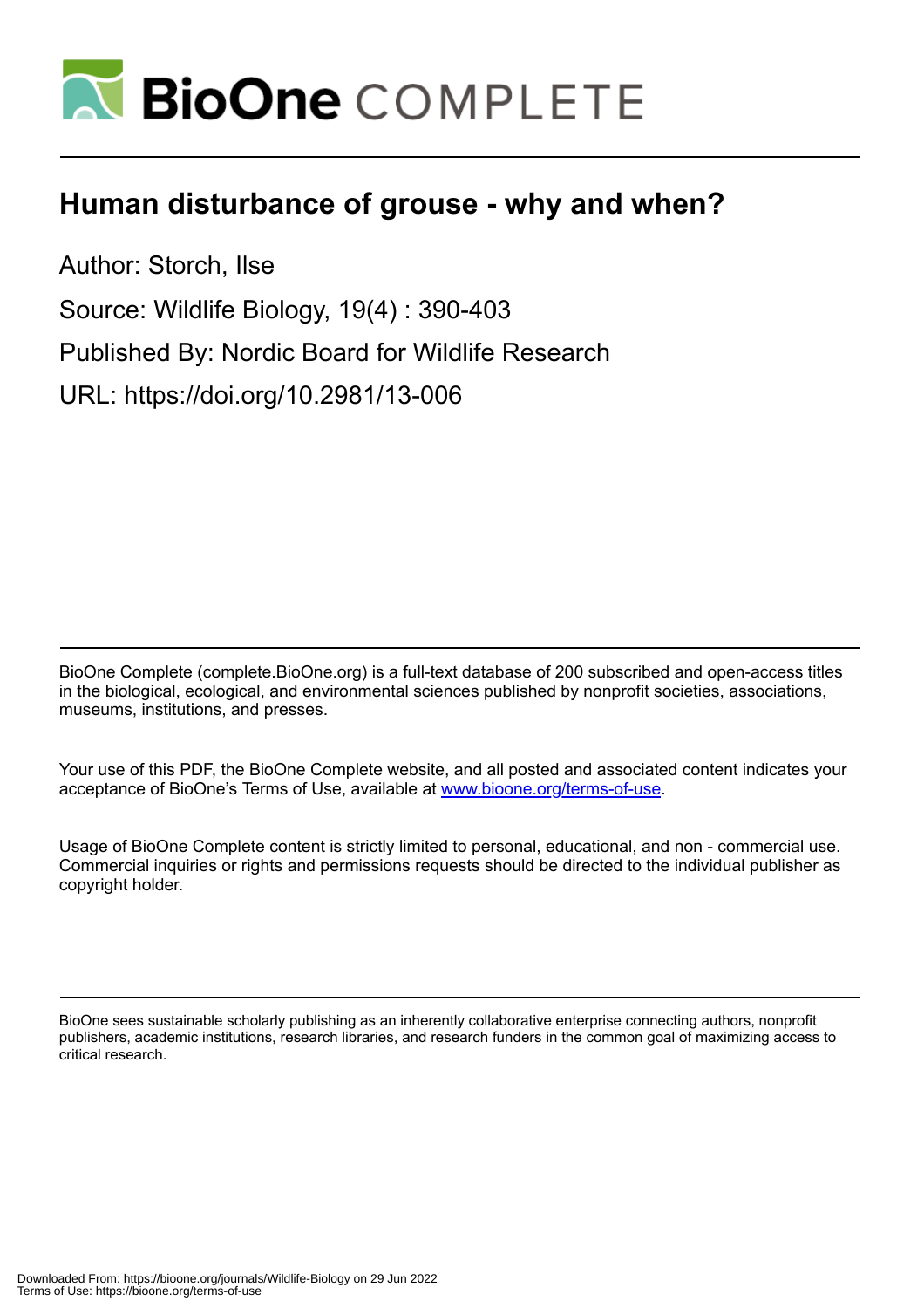# Human disturbance of grouse - why and when?

Author: Storch, Ilse

Source: Wildlife Biology, 19(4) : 390-403

Published By: Nordic Board for Wildlife Research

URL: https://doi.org/10.2981/13-006

BioOne Complete (complete.BioOne.org) is a full-text database of 200 subscribed and open-access titles in the biological, ecological, and environmental sciences published by nonprofit societies, associations, museums, institutions, and presses.

Your use of this PDF, the BioOne Complete website, and all posted and associated content indicates your acceptance of BioOne's Terms of Use, available at www.bioone.org/terms-of-use.

Usage of BioOne Complete content is strictly limited to personal, educational, and non - commercial use. Commercial inquiries or rights and permissions requests should be directed to the individual publisher as copyright holder.

BioOne sees sustainable scholarly publishing as an inherently collaborative enterprise connecting authors, nonprofit publishers, academic institutions, research libraries, and research funders in the common goal of maximizing access to critical research.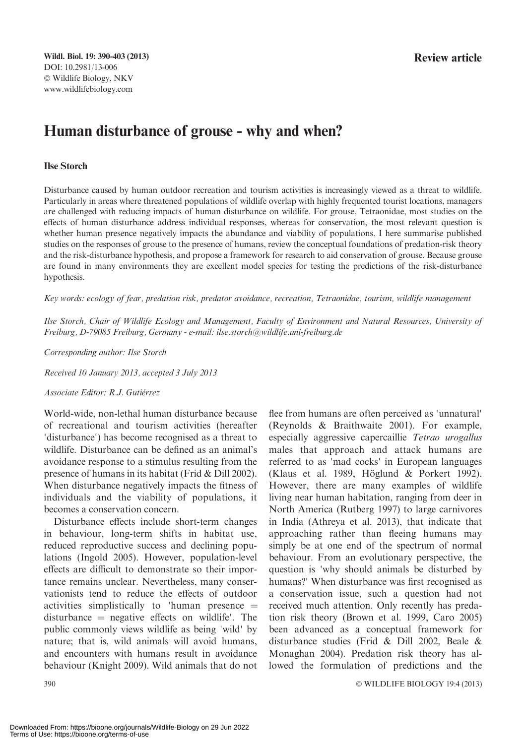**Review article**

# Human disturbance of grouse - why and when?

**Ilse Storch**

Disturbance caused by human outdoor recreation and tourism activities is increasingly viewed as a threat to wildlife. Particularly in areas where threatened populations of wildlife overlap with highly frequented tourist locations, managers are challenged with reducing impacts of human disturbance on wildlife. For grouse, Tetraonidae, most studies on the effects of human disturbance address individual responses, whereas for conservation, the most relevant question is whether human presence negatively impacts the abundance and viability of populations. I here summarise published studies on the responses of grouse to the presence of humans, review the conceptual foundations of predation-risk theory and the risk-disturbance hypothesis, and propose a framework for research to aid conservation of grouse. Because grouse are found in many environments they are excellent model species for testing the predictions of the risk-disturbance hypothesis.

*Key words: ecology of fear, predation risk, predator avoidance, recreation, Tetraonidae, tourism, wildlife management*

*Ilse Storch, Chair of Wildlife Ecology and Management, Faculty of Environment and Natural Resources, University of Freiburg, D-79085 Freiburg, Germany - e-mail: ilse.storch@wildlife.uni-freiburg.de*

*Corresponding author: Ilse Storch*

*Received 10 January 2013, accepted 3 July 2013*

*Associate Editor: R.J. Gutiérrez*

World-wide, non-lethal human disturbance because of recreational and tourism activities (hereafter 'disturbance') has become recognised as a threat to wildlife. Disturbance can be defined as an animal's avoidance response to a stimulus resulting from the presence of humans in its habitat (Frid & Dill 2002). When disturbance negatively impacts the fitness of individuals and the viability of populations, it becomes a conservation concern.

Disturbance effects include short-term changes in behaviour, long-term shifts in habitat use, reduced reproductive success and declining populations (Ingold 2005). However, population-level effects are difficult to demonstrate so their importance remains unclear. Nevertheless, many conservationists tend to reduce the effects of outdoor activities simplistically to 'human presence = disturbance = negative effects on wildlife'. The public commonly views wildlife as being 'wild' by nature; that is, wild animals will avoid humans, and encounters with humans result in avoidance behaviour (Knight 2009). Wild animals that do not flee from humans are often perceived as 'unnatural' (Reynolds & Braithwaite 2001). For example, especially aggressive capercaillie *Tetrao urogallus* males that approach and attack humans are referred to as 'mad cocks' in European languages (Klaus et al. 1989, Höglund & Porkert 1992). However, there are many examples of wildlife living near human habitation, ranging from deer in North America (Rutberg 1997) to large carnivores in India (Athreya et al. 2013), that indicate that approaching rather than fleeing humans may simply be at one end of the spectrum of normal behaviour. From an evolutionary perspective, the question is 'why should animals be disturbed by humans?' When disturbance was first recognised as a conservation issue, such a question had not received much attention. Only recently has predation risk theory (Brown et al. 1999, Caro 2005) been advanced as a conceptual framework for disturbance studies (Frid & Dill 2002, Beale & Monaghan 2004). Predation risk theory has allowed the formulation of predictions and the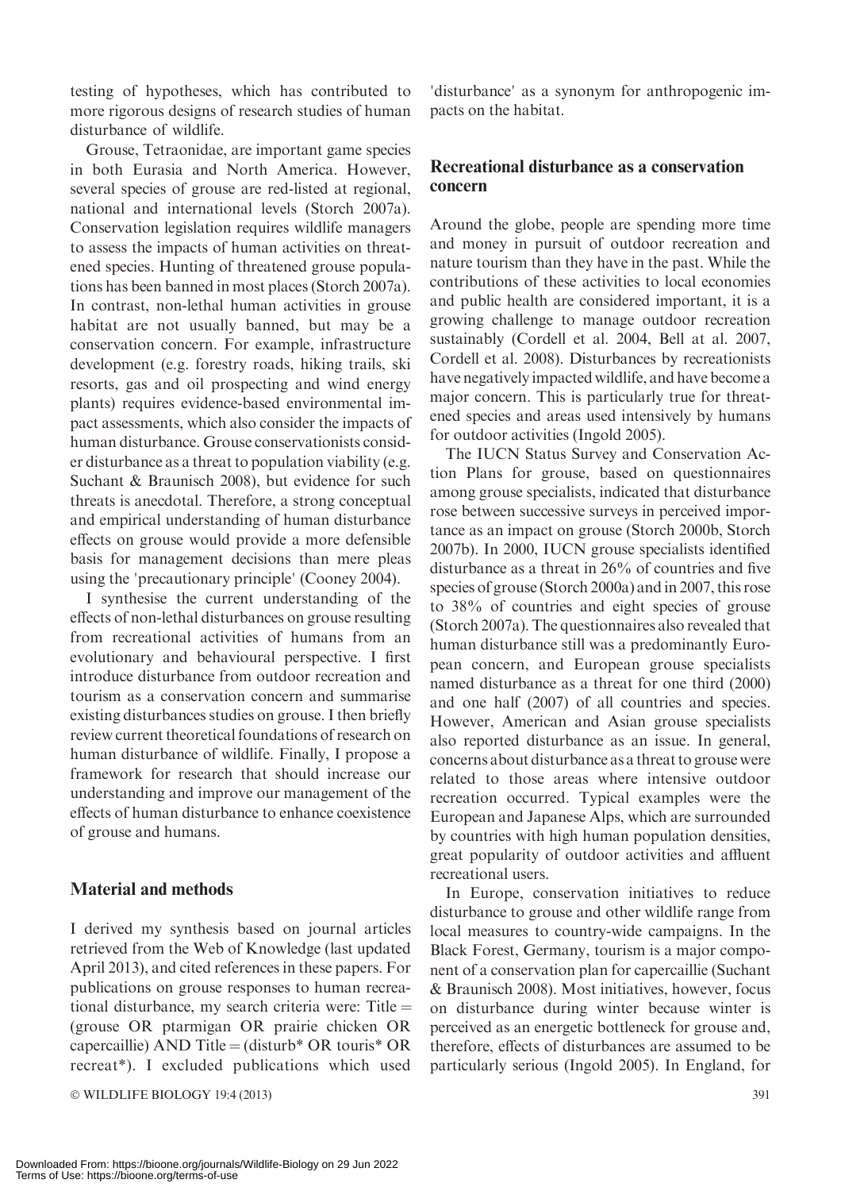testing of hypotheses, which has contributed to more rigorous designs of research studies of human disturbance of wildlife.

Grouse, Tetraonidae, are important game species in both Eurasia and North America. However, several species of grouse are red-listed at regional, national and international levels (Storch 2007a). Conservation legislation requires wildlife managers to assess the impacts of human activities on threatened species. Hunting of threatened grouse populations has been banned in most places (Storch 2007a). In contrast, non-lethal human activities in grouse habitat are not usually banned, but may be a conservation concern. For example, infrastructure development (e.g. forestry roads, hiking trails, ski resorts, gas and oil prospecting and wind energy plants) requires evidence-based environmental impact assessments, which also consider the impacts of human disturbance. Grouse conservationists consider disturbance as a threat to population viability (e.g. Suchant & Braunisch 2008), but evidence for such threats is anecdotal. Therefore, a strong conceptual and empirical understanding of human disturbance effects on grouse would provide a more defensible basis for management decisions than mere pleas using the 'precautionary principle' (Cooney 2004).

I synthesise the current understanding of the effects of non-lethal disturbances on grouse resulting from recreational activities of humans from an evolutionary and behavioural perspective. I first introduce disturbance from outdoor recreation and tourism as a conservation concern and summarise existing disturbances studies on grouse. I then briefly review current theoretical foundations of research on human disturbance of wildlife. Finally, I propose a framework for research that should increase our understanding and improve our management of the effects of human disturbance to enhance coexistence of grouse and humans.

## Material and methods

I derived my synthesis based on journal articles retrieved from the Web of Knowledge (last updated April 2013), and cited references in these papers. For publications on grouse responses to human recreational disturbance, my search criteria were: Title = (grouse OR ptarmigan OR prairie chicken OR capercaillie) AND Title = (disturb* OR touris* OR recreat*). I excluded publications which used 'disturbance' as a synonym for anthropogenic impacts on the habitat.

## Recreational disturbance as a conservation concern

Around the globe, people are spending more time and money in pursuit of outdoor recreation and nature tourism than they have in the past. While the contributions of these activities to local economies and public health are considered important, it is a growing challenge to manage outdoor recreation sustainably (Cordell et al. 2004, Bell at al. 2007, Cordell et al. 2008). Disturbances by recreationists have negatively impacted wildlife, and have become a major concern. This is particularly true for threatened species and areas used intensively by humans for outdoor activities (Ingold 2005).

The IUCN Status Survey and Conservation Action Plans for grouse, based on questionnaires among grouse specialists, indicated that disturbance rose between successive surveys in perceived importance as an impact on grouse (Storch 2000b, Storch 2007b). In 2000, IUCN grouse specialists identified disturbance as a threat in 26% of countries and five species of grouse (Storch 2000a) and in 2007, this rose to 38% of countries and eight species of grouse (Storch 2007a). The questionnaires also revealed that human disturbance still was a predominantly European concern, and European grouse specialists named disturbance as a threat for one third (2000) and one half (2007) of all countries and species. However, American and Asian grouse specialists also reported disturbance as an issue. In general, concerns about disturbance as a threat to grouse were related to those areas where intensive outdoor recreation occurred. Typical examples were the European and Japanese Alps, which are surrounded by countries with high human population densities, great popularity of outdoor activities and affluent recreational users.

In Europe, conservation initiatives to reduce disturbance to grouse and other wildlife range from local measures to country-wide campaigns. In the Black Forest, Germany, tourism is a major component of a conservation plan for capercaillie (Suchant & Braunisch 2008). Most initiatives, however, focus on disturbance during winter because winter is perceived as an energetic bottleneck for grouse and, therefore, effects of disturbances are assumed to be particularly serious (Ingold 2005). In England, for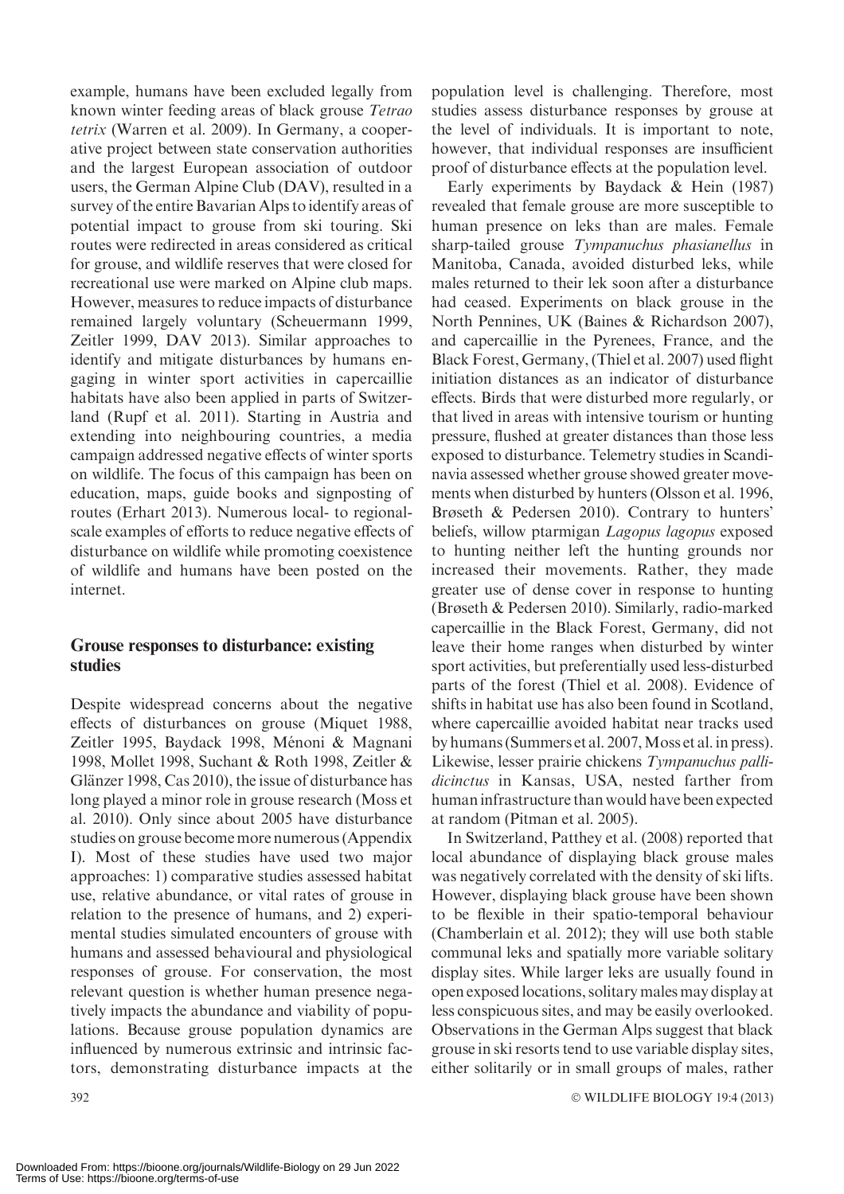example, humans have been excluded legally from known winter feeding areas of black grouse *Tetrao tetrix* (Warren et al. 2009). In Germany, a cooperative project between state conservation authorities and the largest European association of outdoor users, the German Alpine Club (DAV), resulted in a survey of the entire Bavarian Alps to identify areas of potential impact to grouse from ski touring. Ski routes were redirected in areas considered as critical for grouse, and wildlife reserves that were closed for recreational use were marked on Alpine club maps. However, measures to reduce impacts of disturbance remained largely voluntary (Scheuermann 1999, Zeitler 1999, DAV 2013). Similar approaches to identify and mitigate disturbances by humans engaging in winter sport activities in capercaillie habitats have also been applied in parts of Switzerland (Rupf et al. 2011). Starting in Austria and extending into neighbouring countries, a media campaign addressed negative effects of winter sports on wildlife. The focus of this campaign has been on education, maps, guide books and signposting of routes (Erhart 2013). Numerous local- to regional-scale examples of efforts to reduce negative effects of disturbance on wildlife while promoting coexistence of wildlife and humans have been posted on the internet.

## Grouse responses to disturbance: existing studies

Despite widespread concerns about the negative effects of disturbances on grouse (Miquet 1988, Zeitler 1995, Baydack 1998, Ménoni & Magnani 1998, Mollet 1998, Suchant & Roth 1998, Zeitler & Glänzer 1998, Cas 2010), the issue of disturbance has long played a minor role in grouse research (Moss et al. 2010). Only since about 2005 have disturbance studies on grouse become more numerous (Appendix I). Most of these studies have used two major approaches: 1) comparative studies assessed habitat use, relative abundance, or vital rates of grouse in relation to the presence of humans, and 2) experimental studies simulated encounters of grouse with humans and assessed behavioural and physiological responses of grouse. For conservation, the most relevant question is whether human presence negatively impacts the abundance and viability of populations. Because grouse population dynamics are influenced by numerous extrinsic and intrinsic factors, demonstrating disturbance impacts at the population level is challenging. Therefore, most studies assess disturbance responses by grouse at the level of individuals. It is important to note, however, that individual responses are insufficient proof of disturbance effects at the population level.

Early experiments by Baydack & Hein (1987) revealed that female grouse are more susceptible to human presence on leks than are males. Female sharp-tailed grouse *Tympanuchus phasianellus* in Manitoba, Canada, avoided disturbed leks, while males returned to their lek soon after a disturbance had ceased. Experiments on black grouse in the North Pennines, UK (Baines & Richardson 2007), and capercaillie in the Pyrenees, France, and the Black Forest, Germany, (Thiel et al. 2007) used flight initiation distances as an indicator of disturbance effects. Birds that were disturbed more regularly, or that lived in areas with intensive tourism or hunting pressure, flushed at greater distances than those less exposed to disturbance. Telemetry studies in Scandinavia assessed whether grouse showed greater movements when disturbed by hunters (Olsson et al. 1996, Brøseth & Pedersen 2010). Contrary to hunters' beliefs, willow ptarmigan *Lagopus lagopus* exposed to hunting neither left the hunting grounds nor increased their movements. Rather, they made greater use of dense cover in response to hunting (Brøseth & Pedersen 2010). Similarly, radio-marked capercaillie in the Black Forest, Germany, did not leave their home ranges when disturbed by winter sport activities, but preferentially used less-disturbed parts of the forest (Thiel et al. 2008). Evidence of shifts in habitat use has also been found in Scotland, where capercaillie avoided habitat near tracks used by humans (Summers et al. 2007, Moss et al. in press). Likewise, lesser prairie chickens *Tympanuchus pallidicinctus* in Kansas, USA, nested farther from human infrastructure than would have been expected at random (Pitman et al. 2005).

In Switzerland, Patthey et al. (2008) reported that local abundance of displaying black grouse males was negatively correlated with the density of ski lifts. However, displaying black grouse have been shown to be flexible in their spatio-temporal behaviour (Chamberlain et al. 2012); they will use both stable communal leks and spatially more variable solitary display sites. While larger leks are usually found in open exposed locations, solitary males may display at less conspicuous sites, and may be easily overlooked. Observations in the German Alps suggest that black grouse in ski resorts tend to use variable display sites, either solitarily or in small groups of males, rather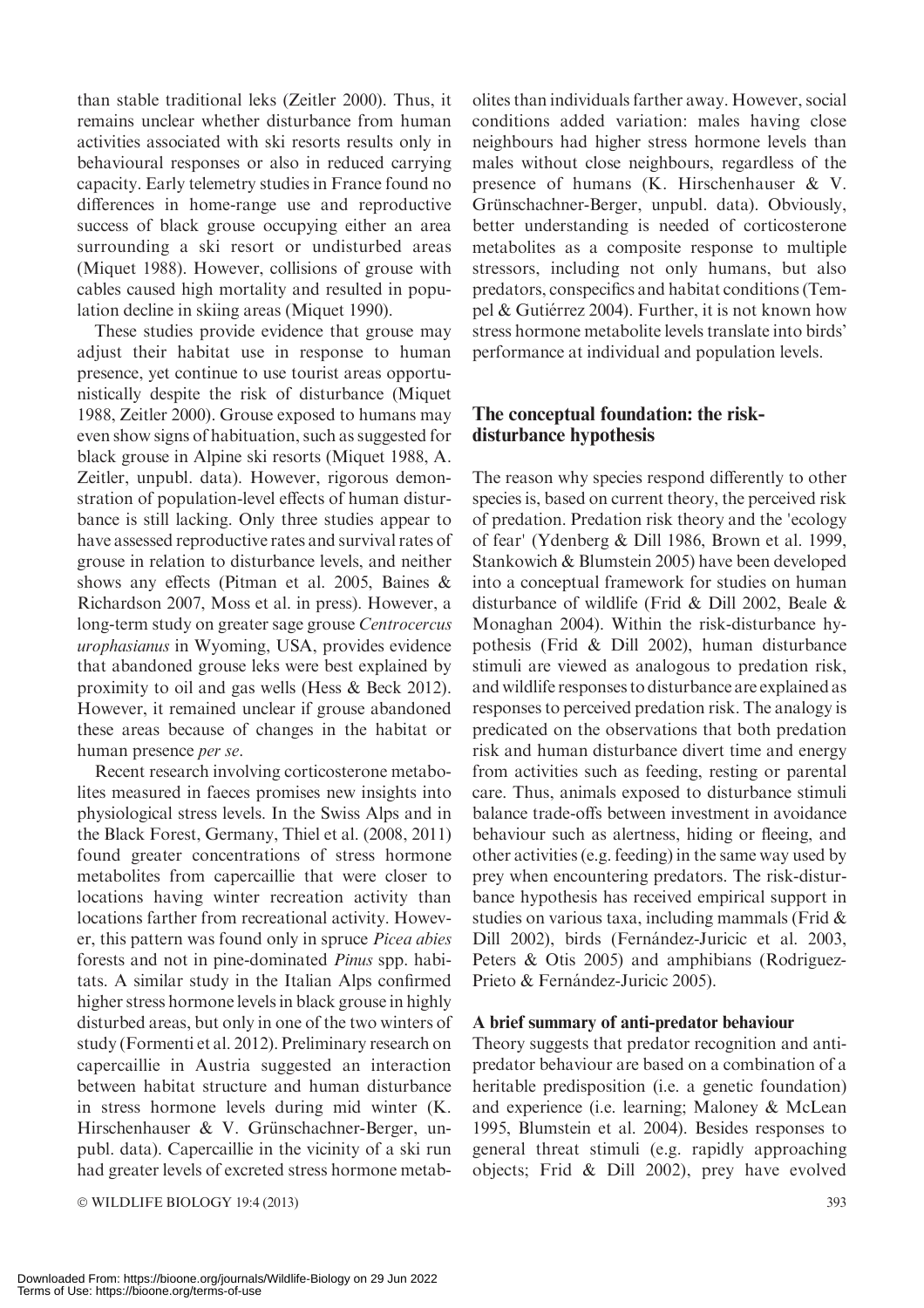than stable traditional leks (Zeitler 2000). Thus, it remains unclear whether disturbance from human activities associated with ski resorts results only in behavioural responses or also in reduced carrying capacity. Early telemetry studies in France found no differences in home-range use and reproductive success of black grouse occupying either an area surrounding a ski resort or undisturbed areas (Miquet 1988). However, collisions of grouse with cables caused high mortality and resulted in population decline in skiing areas (Miquet 1990).

These studies provide evidence that grouse may adjust their habitat use in response to human presence, yet continue to use tourist areas opportunistically despite the risk of disturbance (Miquet 1988, Zeitler 2000). Grouse exposed to humans may even show signs of habituation, such as suggested for black grouse in Alpine ski resorts (Miquet 1988, A. Zeitler, unpubl. data). However, rigorous demonstration of population-level effects of human disturbance is still lacking. Only three studies appear to have assessed reproductive rates and survival rates of grouse in relation to disturbance levels, and neither shows any effects (Pitman et al. 2005, Baines & Richardson 2007, Moss et al. in press). However, a long-term study on greater sage grouse *Centrocercus urophasianus* in Wyoming, USA, provides evidence that abandoned grouse leks were best explained by proximity to oil and gas wells (Hess & Beck 2012). However, it remained unclear if grouse abandoned these areas because of changes in the habitat or human presence *per se*.

Recent research involving corticosterone metabolites measured in faeces promises new insights into physiological stress levels. In the Swiss Alps and in the Black Forest, Germany, Thiel et al. (2008, 2011) found greater concentrations of stress hormone metabolites from capercaillie that were closer to locations having winter recreation activity than locations farther from recreational activity. However, this pattern was found only in spruce *Picea abies* forests and not in pine-dominated *Pinus* spp. habitats. A similar study in the Italian Alps confirmed higher stress hormone levels in black grouse in highly disturbed areas, but only in one of the two winters of study (Formenti et al. 2012). Preliminary research on capercaillie in Austria suggested an interaction between habitat structure and human disturbance in stress hormone levels during mid winter (K. Hirschenhauser & V. Grünschachner-Berger, unpubl. data). Capercaillie in the vicinity of a ski run had greater levels of excreted stress hormone metabolites than individuals farther away. However, social conditions added variation: males having close neighbours had higher stress hormone levels than males without close neighbours, regardless of the presence of humans (K. Hirschenhauser & V. Grünschachner-Berger, unpubl. data). Obviously, better understanding is needed of corticosterone metabolites as a composite response to multiple stressors, including not only humans, but also predators, conspecifics and habitat conditions (Tempel & Gutiérrez 2004). Further, it is not known how stress hormone metabolite levels translate into birds' performance at individual and population levels.

## The conceptual foundation: the risk-disturbance hypothesis

The reason why species respond differently to other species is, based on current theory, the perceived risk of predation. Predation risk theory and the 'ecology of fear' (Ydenberg & Dill 1986, Brown et al. 1999, Stankowich & Blumstein 2005) have been developed into a conceptual framework for studies on human disturbance of wildlife (Frid & Dill 2002, Beale & Monaghan 2004). Within the risk-disturbance hypothesis (Frid & Dill 2002), human disturbance stimuli are viewed as analogous to predation risk, and wildlife responses to disturbance are explained as responses to perceived predation risk. The analogy is predicated on the observations that both predation risk and human disturbance divert time and energy from activities such as feeding, resting or parental care. Thus, animals exposed to disturbance stimuli balance trade-offs between investment in avoidance behaviour such as alertness, hiding or fleeing, and other activities (e.g. feeding) in the same way used by prey when encountering predators. The risk-disturbance hypothesis has received empirical support in studies on various taxa, including mammals (Frid & Dill 2002), birds (Fernández-Juricic et al. 2003, Peters & Otis 2005) and amphibians (Rodriguez-Prieto & Fernández-Juricic 2005).

### A brief summary of anti-predator behaviour

Theory suggests that predator recognition and anti-predator behaviour are based on a combination of a heritable predisposition (i.e. a genetic foundation) and experience (i.e. learning; Maloney & McLean 1995, Blumstein et al. 2004). Besides responses to general threat stimuli (e.g. rapidly approaching objects; Frid & Dill 2002), prey have evolved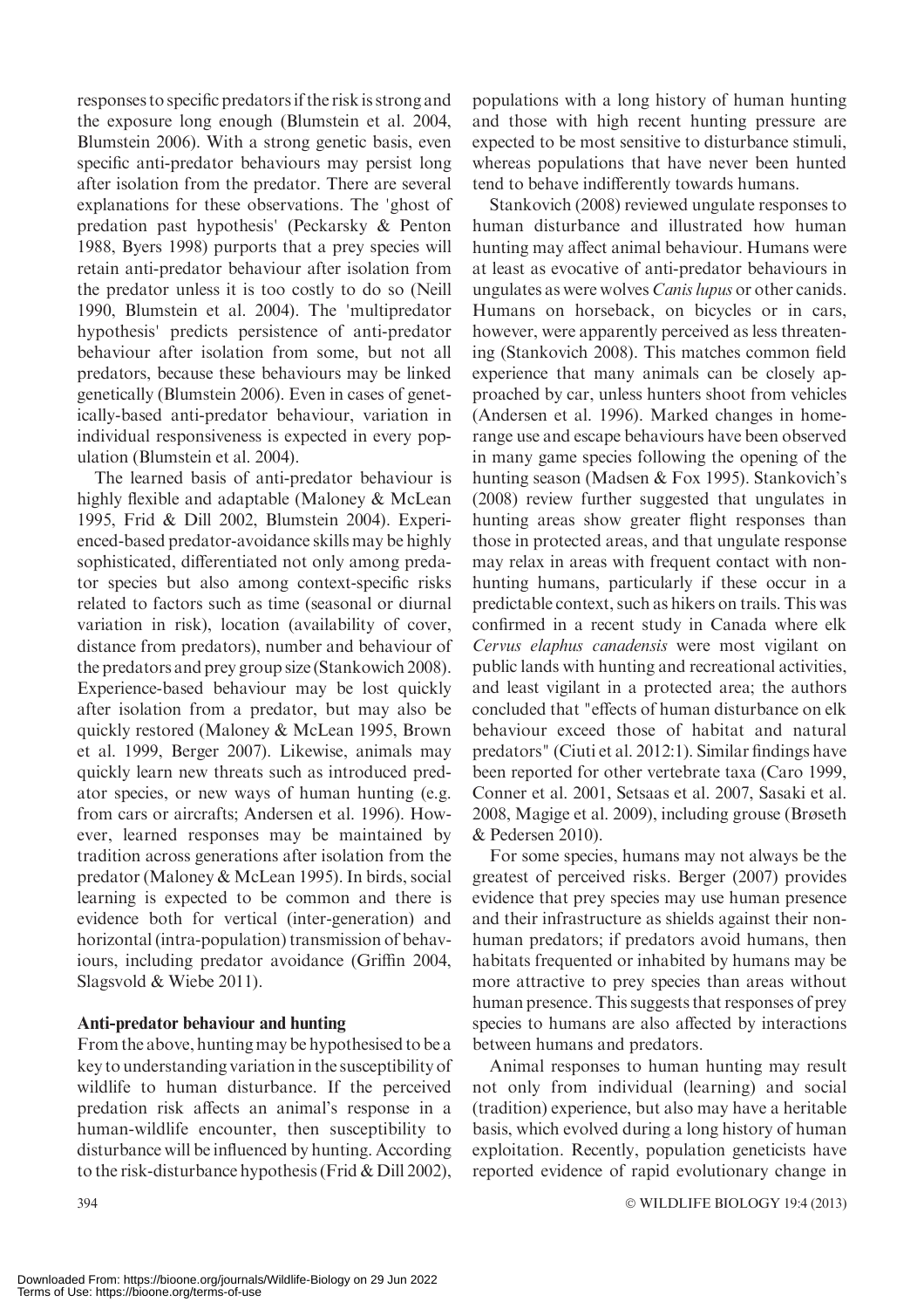responses to specific predators if the risk is strong and the exposure long enough (Blumstein et al. 2004, Blumstein 2006). With a strong genetic basis, even specific anti-predator behaviours may persist long after isolation from the predator. There are several explanations for these observations. The 'ghost of predation past hypothesis' (Peckarsky & Penton 1988, Byers 1998) purports that a prey species will retain anti-predator behaviour after isolation from the predator unless it is too costly to do so (Neill 1990, Blumstein et al. 2004). The 'multipredator hypothesis' predicts persistence of anti-predator behaviour after isolation from some, but not all predators, because these behaviours may be linked genetically (Blumstein 2006). Even in cases of genetically-based anti-predator behaviour, variation in individual responsiveness is expected in every population (Blumstein et al. 2004).

The learned basis of anti-predator behaviour is highly flexible and adaptable (Maloney & McLean 1995, Frid & Dill 2002, Blumstein 2004). Experienced-based predator-avoidance skills may be highly sophisticated, differentiated not only among predator species but also among context-specific risks related to factors such as time (seasonal or diurnal variation in risk), location (availability of cover, distance from predators), number and behaviour of the predators and prey group size (Stankowich 2008). Experience-based behaviour may be lost quickly after isolation from a predator, but may also be quickly restored (Maloney & McLean 1995, Brown et al. 1999, Berger 2007). Likewise, animals may quickly learn new threats such as introduced predator species, or new ways of human hunting (e.g. from cars or aircrafts; Andersen et al. 1996). However, learned responses may be maintained by tradition across generations after isolation from the predator (Maloney & McLean 1995). In birds, social learning is expected to be common and there is evidence both for vertical (inter-generation) and horizontal (intra-population) transmission of behaviours, including predator avoidance (Griffin 2004, Slagsvold & Wiebe 2011).

### Anti-predator behaviour and hunting

From the above, hunting may be hypothesised to be a key to understanding variation in the susceptibility of wildlife to human disturbance. If the perceived predation risk affects an animal's response in a human-wildlife encounter, then susceptibility to disturbance will be influenced by hunting. According to the risk-disturbance hypothesis (Frid & Dill 2002), populations with a long history of human hunting and those with high recent hunting pressure are expected to be most sensitive to disturbance stimuli, whereas populations that have never been hunted tend to behave indifferently towards humans.

Stankovich (2008) reviewed ungulate responses to human disturbance and illustrated how human hunting may affect animal behaviour. Humans were at least as evocative of anti-predator behaviours in ungulates as were wolves *Canis lupus* or other canids. Humans on horseback, on bicycles or in cars, however, were apparently perceived as less threatening (Stankovich 2008). This matches common field experience that many animals can be closely approached by car, unless hunters shoot from vehicles (Andersen et al. 1996). Marked changes in home-range use and escape behaviours have been observed in many game species following the opening of the hunting season (Madsen & Fox 1995). Stankovich's (2008) review further suggested that ungulates in hunting areas show greater flight responses than those in protected areas, and that ungulate response may relax in areas with frequent contact with non-hunting humans, particularly if these occur in a predictable context, such as hikers on trails. This was confirmed in a recent study in Canada where elk *Cervus elaphus canadensis* were most vigilant on public lands with hunting and recreational activities, and least vigilant in a protected area; the authors concluded that "effects of human disturbance on elk behaviour exceed those of habitat and natural predators" (Ciuti et al. 2012:1). Similar findings have been reported for other vertebrate taxa (Caro 1999, Conner et al. 2001, Setsaas et al. 2007, Sasaki et al. 2008, Magige et al. 2009), including grouse (Brøseth & Pedersen 2010).

For some species, humans may not always be the greatest of perceived risks. Berger (2007) provides evidence that prey species may use human presence and their infrastructure as shields against their non-human predators; if predators avoid humans, then habitats frequented or inhabited by humans may be more attractive to prey species than areas without human presence. This suggests that responses of prey species to humans are also affected by interactions between humans and predators.

Animal responses to human hunting may result not only from individual (learning) and social (tradition) experience, but also may have a heritable basis, which evolved during a long history of human exploitation. Recently, population geneticists have reported evidence of rapid evolutionary change in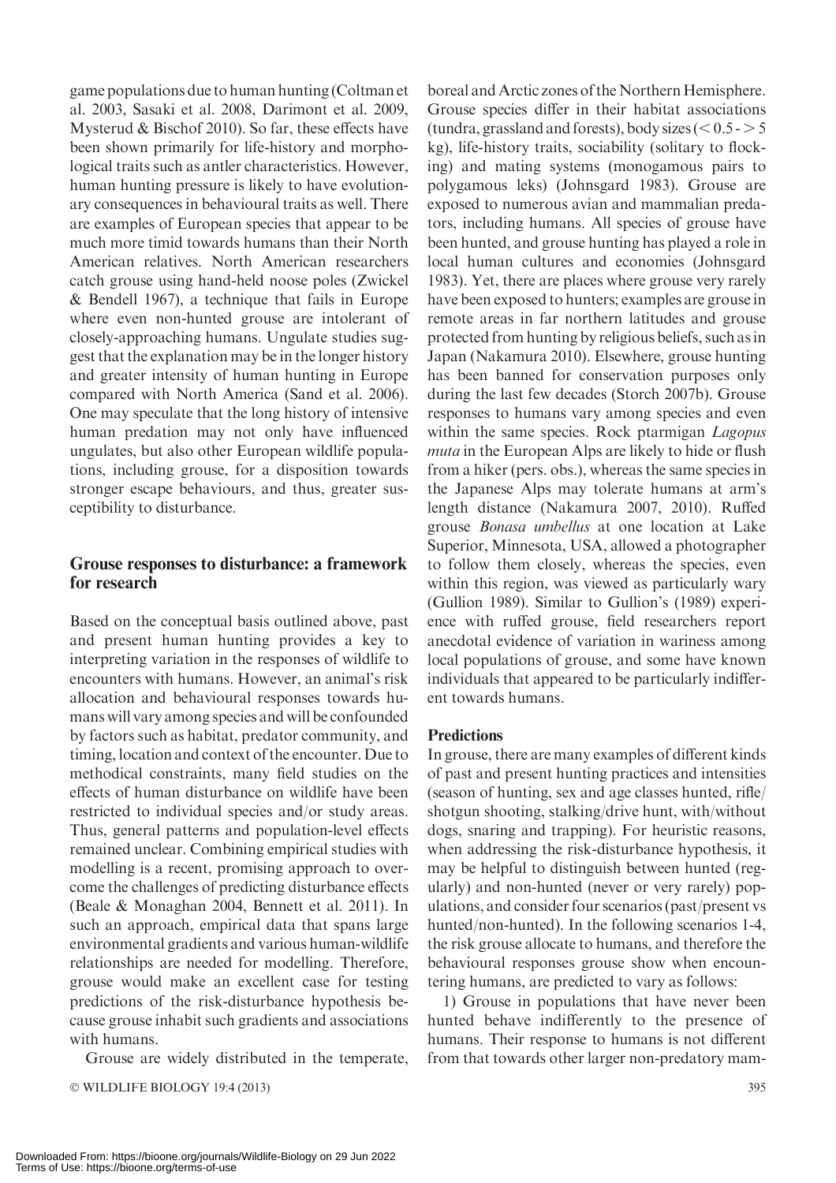game populations due to human hunting (Coltman et al. 2003, Sasaki et al. 2008, Darimont et al. 2009, Mysterud & Bischof 2010). So far, these effects have been shown primarily for life-history and morphological traits such as antler characteristics. However, human hunting pressure is likely to have evolutionary consequences in behavioural traits as well. There are examples of European species that appear to be much more timid towards humans than their North American relatives. North American researchers catch grouse using hand-held noose poles (Zwickel & Bendell 1967), a technique that fails in Europe where even non-hunted grouse are intolerant of closely-approaching humans. Ungulate studies suggest that the explanation may be in the longer history and greater intensity of human hunting in Europe compared with North America (Sand et al. 2006). One may speculate that the long history of intensive human predation may not only have influenced ungulates, but also other European wildlife populations, including grouse, for a disposition towards stronger escape behaviours, and thus, greater susceptibility to disturbance.

## Grouse responses to disturbance: a framework for research

Based on the conceptual basis outlined above, past and present human hunting provides a key to interpreting variation in the responses of wildlife to encounters with humans. However, an animal's risk allocation and behavioural responses towards humans will vary among species and will be confounded by factors such as habitat, predator community, and timing, location and context of the encounter. Due to methodical constraints, many field studies on the effects of human disturbance on wildlife have been restricted to individual species and/or study areas. Thus, general patterns and population-level effects remained unclear. Combining empirical studies with modelling is a recent, promising approach to overcome the challenges of predicting disturbance effects (Beale & Monaghan 2004, Bennett et al. 2011). In such an approach, empirical data that spans large environmental gradients and various human-wildlife relationships are needed for modelling. Therefore, grouse would make an excellent case for testing predictions of the risk-disturbance hypothesis because grouse inhabit such gradients and associations with humans.

Grouse are widely distributed in the temperate, boreal and Arctic zones of the Northern Hemisphere. Grouse species differ in their habitat associations (tundra, grassland and forests), body sizes ($< 0.5 - > 5$ kg), life-history traits, sociability (solitary to flocking) and mating systems (monogamous pairs to polygamous leks) (Johnsgard 1983). Grouse are exposed to numerous avian and mammalian predators, including humans. All species of grouse have been hunted, and grouse hunting has played a role in local human cultures and economies (Johnsgard 1983). Yet, there are places where grouse very rarely have been exposed to hunters; examples are grouse in remote areas in far northern latitudes and grouse protected from hunting by religious beliefs, such as in Japan (Nakamura 2010). Elsewhere, grouse hunting has been banned for conservation purposes only during the last few decades (Storch 2007b). Grouse responses to humans vary among species and even within the same species. Rock ptarmigan *Lagopus muta* in the European Alps are likely to hide or flush from a hiker (pers. obs.), whereas the same species in the Japanese Alps may tolerate humans at arm's length distance (Nakamura 2007, 2010). Ruffed grouse *Bonasa umbellus* at one location at Lake Superior, Minnesota, USA, allowed a photographer to follow them closely, whereas the species, even within this region, was viewed as particularly wary (Gullion 1989). Similar to Gullion's (1989) experience with ruffed grouse, field researchers report anecdotal evidence of variation in wariness among local populations of grouse, and some have known individuals that appeared to be particularly indifferent towards humans.

### Predictions

In grouse, there are many examples of different kinds of past and present hunting practices and intensities (season of hunting, sex and age classes hunted, rifle/shotgun shooting, stalking/drive hunt, with/without dogs, snaring and trapping). For heuristic reasons, when addressing the risk-disturbance hypothesis, it may be helpful to distinguish between hunted (regularly) and non-hunted (never or very rarely) populations, and consider four scenarios (past/present vs hunted/non-hunted). In the following scenarios 1-4, the risk grouse allocate to humans, and therefore the behavioural responses grouse show when encountering humans, are predicted to vary as follows:

1) Grouse in populations that have never been hunted behave indifferently to the presence of humans. Their response to humans is not different from that towards other larger non-predatory mam-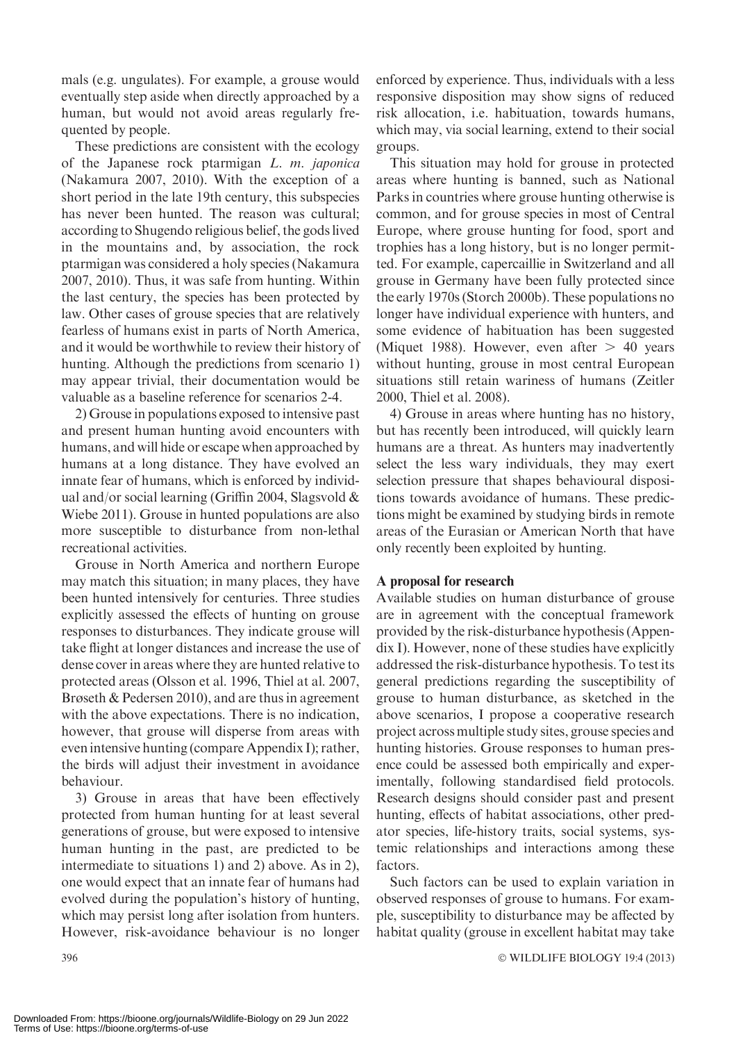mals (e.g. ungulates). For example, a grouse would eventually step aside when directly approached by a human, but would not avoid areas regularly frequented by people.

These predictions are consistent with the ecology of the Japanese rock ptarmigan *L. m. japonica* (Nakamura 2007, 2010). With the exception of a short period in the late 19th century, this subspecies has never been hunted. The reason was cultural; according to Shugendo religious belief, the gods lived in the mountains and, by association, the rock ptarmigan was considered a holy species (Nakamura 2007, 2010). Thus, it was safe from hunting. Within the last century, the species has been protected by law. Other cases of grouse species that are relatively fearless of humans exist in parts of North America, and it would be worthwhile to review their history of hunting. Although the predictions from scenario 1) may appear trivial, their documentation would be valuable as a baseline reference for scenarios 2-4.

2) Grouse in populations exposed to intensive past and present human hunting avoid encounters with humans, and will hide or escape when approached by humans at a long distance. They have evolved an innate fear of humans, which is enforced by individual and/or social learning (Griffin 2004, Slagsvold & Wiebe 2011). Grouse in hunted populations are also more susceptible to disturbance from non-lethal recreational activities.

Grouse in North America and northern Europe may match this situation; in many places, they have been hunted intensively for centuries. Three studies explicitly assessed the effects of hunting on grouse responses to disturbances. They indicate grouse will take flight at longer distances and increase the use of dense cover in areas where they are hunted relative to protected areas (Olsson et al. 1996, Thiel at al. 2007, Brøseth & Pedersen 2010), and are thus in agreement with the above expectations. There is no indication, however, that grouse will disperse from areas with even intensive hunting (compare Appendix I); rather, the birds will adjust their investment in avoidance behaviour.

3) Grouse in areas that have been effectively protected from human hunting for at least several generations of grouse, but were exposed to intensive human hunting in the past, are predicted to be intermediate to situations 1) and 2) above. As in 2), one would expect that an innate fear of humans had evolved during the population's history of hunting, which may persist long after isolation from hunters. However, risk-avoidance behaviour is no longer enforced by experience. Thus, individuals with a less responsive disposition may show signs of reduced risk allocation, i.e. habituation, towards humans, which may, via social learning, extend to their social groups.

This situation may hold for grouse in protected areas where hunting is banned, such as National Parks in countries where grouse hunting otherwise is common, and for grouse species in most of Central Europe, where grouse hunting for food, sport and trophies has a long history, but is no longer permitted. For example, capercaillie in Switzerland and all grouse in Germany have been fully protected since the early 1970s (Storch 2000b). These populations no longer have individual experience with hunters, and some evidence of habituation has been suggested (Miquet 1988). However, even after $> 40$ years without hunting, grouse in most central European situations still retain wariness of humans (Zeitler 2000, Thiel et al. 2008).

4) Grouse in areas where hunting has no history, but has recently been introduced, will quickly learn humans are a threat. As hunters may inadvertently select the less wary individuals, they may exert selection pressure that shapes behavioural dispositions towards avoidance of humans. These predictions might be examined by studying birds in remote areas of the Eurasian or American North that have only recently been exploited by hunting.

## A proposal for research

Available studies on human disturbance of grouse are in agreement with the conceptual framework provided by the risk-disturbance hypothesis (Appendix I). However, none of these studies have explicitly addressed the risk-disturbance hypothesis. To test its general predictions regarding the susceptibility of grouse to human disturbance, as sketched in the above scenarios, I propose a cooperative research project across multiple study sites, grouse species and hunting histories. Grouse responses to human presence could be assessed both empirically and experimentally, following standardised field protocols. Research designs should consider past and present hunting, effects of habitat associations, other predator species, life-history traits, social systems, systemic relationships and interactions among these factors.

Such factors can be used to explain variation in observed responses of grouse to humans. For example, susceptibility to disturbance may be affected by habitat quality (grouse in excellent habitat may take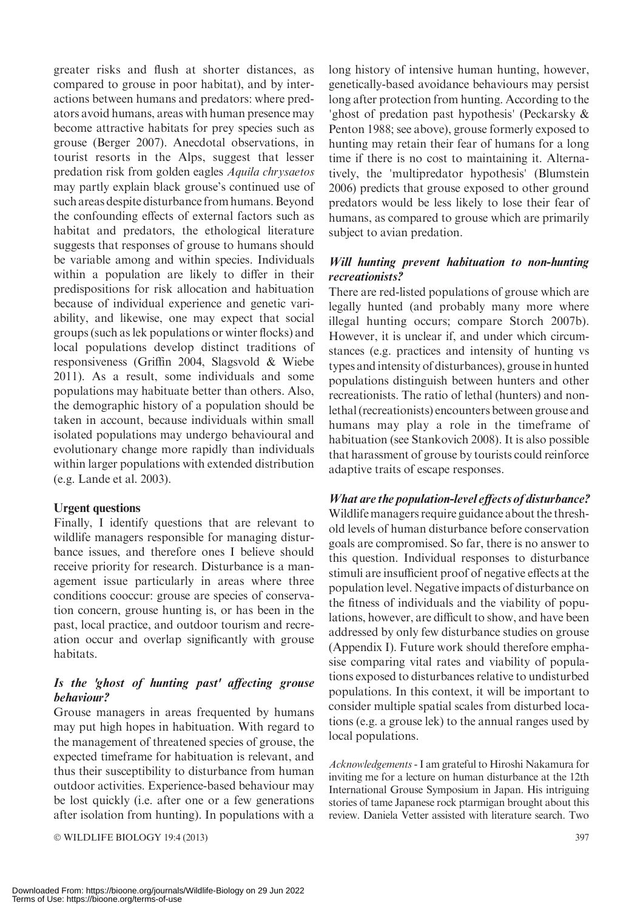greater risks and flush at shorter distances, as compared to grouse in poor habitat), and by interactions between humans and predators: where predators avoid humans, areas with human presence may become attractive habitats for prey species such as grouse (Berger 2007). Anecdotal observations, in tourist resorts in the Alps, suggest that lesser predation risk from golden eagles *Aquila chrysaetos* may partly explain black grouse's continued use of such areas despite disturbance from humans. Beyond the confounding effects of external factors such as habitat and predators, the ethological literature suggests that responses of grouse to humans should be variable among and within species. Individuals within a population are likely to differ in their predispositions for risk allocation and habituation because of individual experience and genetic variability, and likewise, one may expect that social groups (such as lek populations or winter flocks) and local populations develop distinct traditions of responsiveness (Griffin 2004, Slagsvold & Wiebe 2011). As a result, some individuals and some populations may habituate better than others. Also, the demographic history of a population should be taken in account, because individuals within small isolated populations may undergo behavioural and evolutionary change more rapidly than individuals within larger populations with extended distribution (e.g. Lande et al. 2003).

## Urgent questions

Finally, I identify questions that are relevant to wildlife managers responsible for managing disturbance issues, and therefore ones I believe should receive priority for research. Disturbance is a management issue particularly in areas where three conditions cooccur: grouse are species of conservation concern, grouse hunting is, or has been in the past, local practice, and outdoor tourism and recreation occur and overlap significantly with grouse habitats.

### *Is the 'ghost of hunting past' affecting grouse behaviour?*

Grouse managers in areas frequented by humans may put high hopes in habituation. With regard to the management of threatened species of grouse, the expected timeframe for habituation is relevant, and thus their susceptibility to disturbance from human outdoor activities. Experience-based behaviour may be lost quickly (i.e. after one or a few generations after isolation from hunting). In populations with a long history of intensive human hunting, however, genetically-based avoidance behaviours may persist long after protection from hunting. According to the 'ghost of predation past hypothesis' (Peckarsky & Penton 1988; see above), grouse formerly exposed to hunting may retain their fear of humans for a long time if there is no cost to maintaining it. Alternatively, the 'multipredator hypothesis' (Blumstein 2006) predicts that grouse exposed to other ground predators would be less likely to lose their fear of humans, as compared to grouse which are primarily subject to avian predation.

### *Will hunting prevent habituation to non-hunting recreationists?*

There are red-listed populations of grouse which are legally hunted (and probably many more where illegal hunting occurs; compare Storch 2007b). However, it is unclear if, and under which circumstances (e.g. practices and intensity of hunting vs types and intensity of disturbances), grouse in hunted populations distinguish between hunters and other recreationists. The ratio of lethal (hunters) and non-lethal (recreationists) encounters between grouse and humans may play a role in the timeframe of habituation (see Stankovich 2008). It is also possible that harassment of grouse by tourists could reinforce adaptive traits of escape responses.

### *What are the population-level effects of disturbance?*

Wildlife managers require guidance about the threshold levels of human disturbance before conservation goals are compromised. So far, there is no answer to this question. Individual responses to disturbance stimuli are insufficient proof of negative effects at the population level. Negative impacts of disturbance on the fitness of individuals and the viability of populations, however, are difficult to show, and have been addressed by only few disturbance studies on grouse (Appendix I). Future work should therefore emphasise comparing vital rates and viability of populations exposed to disturbances relative to undisturbed populations. In this context, it will be important to consider multiple spatial scales from disturbed locations (e.g. a grouse lek) to the annual ranges used by local populations.

*Acknowledgements* - I am grateful to Hiroshi Nakamura for inviting me for a lecture on human disturbance at the 12th International Grouse Symposium in Japan. His intriguing stories of tame Japanese rock ptarmigan brought about this review. Daniela Vetter assisted with literature search. Two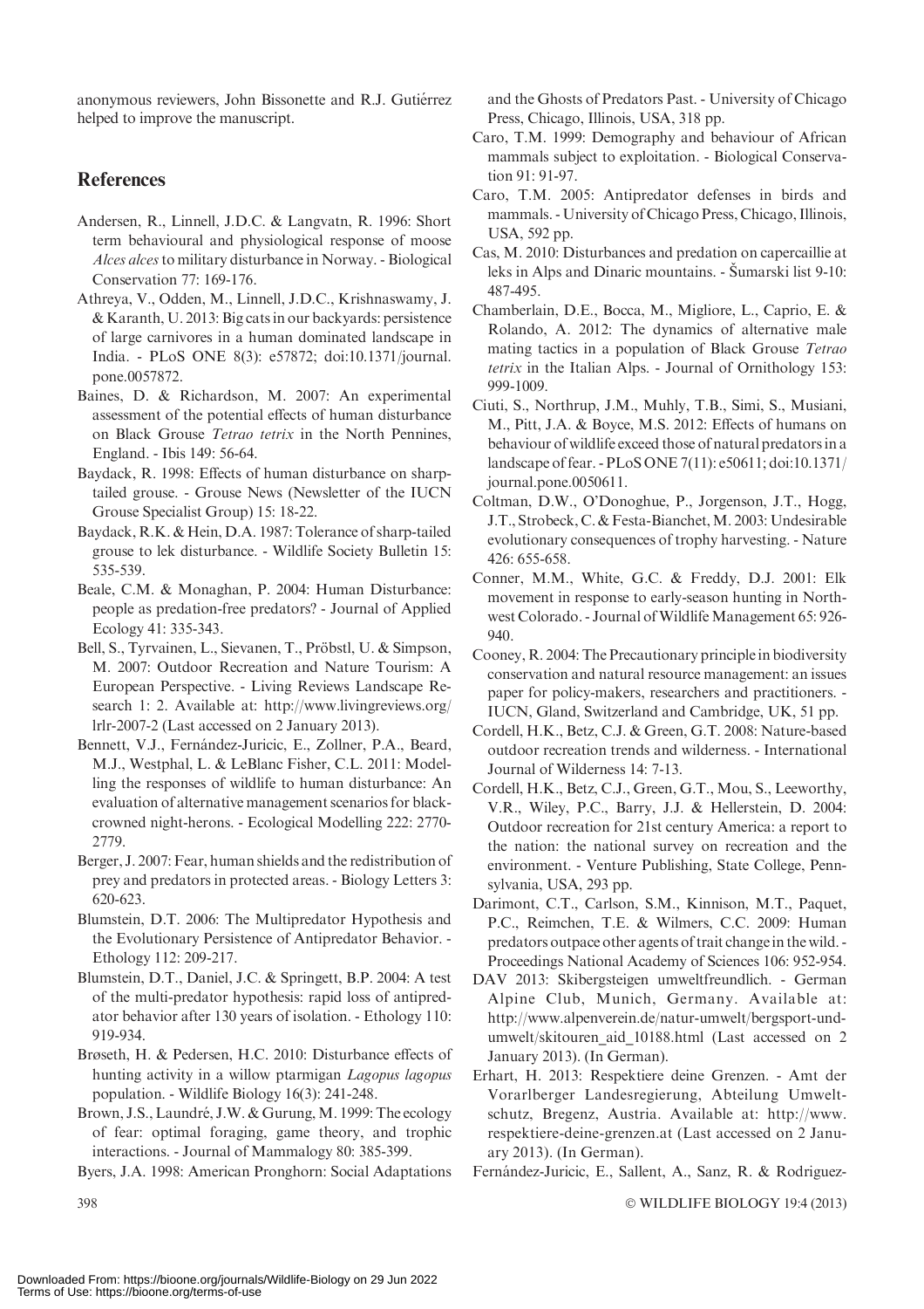anonymous reviewers, John Bissonette and R.J. Gutiérrez helped to improve the manuscript.

## References

Andersen, R., Linnell, J.D.C. & Langvatn, R. 1996: Short term behavioural and physiological response of moose *Alces alces* to military disturbance in Norway. - Biological Conservation 77: 169-176.

Athreya, V., Odden, M., Linnell, J.D.C., Krishnaswamy, J. & Karanth, U. 2013: Big cats in our backyards: persistence of large carnivores in a human dominated landscape in India. - PLoS ONE 8(3): e57872; doi:10.1371/journal.pone.0057872.

Baines, D. & Richardson, M. 2007: An experimental assessment of the potential effects of human disturbance on Black Grouse *Tetrao tetrix* in the North Pennines, England. - Ibis 149: 56-64.

Baydack, R. 1998: Effects of human disturbance on sharp-tailed grouse. - Grouse News (Newsletter of the IUCN Grouse Specialist Group) 15: 18-22.

Baydack, R.K. & Hein, D.A. 1987: Tolerance of sharp-tailed grouse to lek disturbance. - Wildlife Society Bulletin 15: 535-539.

Beale, C.M. & Monaghan, P. 2004: Human Disturbance: people as predation-free predators? - Journal of Applied Ecology 41: 335-343.

Bell, S., Tyrvainen, L., Sievanen, T., Pröbstl, U. & Simpson, M. 2007: Outdoor Recreation and Nature Tourism: A European Perspective. - Living Reviews Landscape Research 1: 2. Available at: http://www.livingreviews.org/lrlr-2007-2 (Last accessed on 2 January 2013).

Bennett, V.J., Fernández-Juricic, E., Zollner, P.A., Beard, M.J., Westphal, L. & LeBlanc Fisher, C.L. 2011: Modelling the responses of wildlife to human disturbance: An evaluation of alternative management scenarios for black-crowned night-herons. - Ecological Modelling 222: 2770-2779.

Berger, J. 2007: Fear, human shields and the redistribution of prey and predators in protected areas. - Biology Letters 3: 620-623.

Blumstein, D.T. 2006: The Multipredator Hypothesis and the Evolutionary Persistence of Antipredator Behavior. - Ethology 112: 209-217.

Blumstein, D.T., Daniel, J.C. & Springett, B.P. 2004: A test of the multi-predator hypothesis: rapid loss of antipredator behavior after 130 years of isolation. - Ethology 110: 919-934.

Brøseth, H. & Pedersen, H.C. 2010: Disturbance effects of hunting activity in a willow ptarmigan *Lagopus lagopus* population. - Wildlife Biology 16(3): 241-248.

Brown, J.S., Laundré, J.W. & Gurung, M. 1999: The ecology of fear: optimal foraging, game theory, and trophic interactions. - Journal of Mammalogy 80: 385-399.

Byers, J.A. 1998: American Pronghorn: Social Adaptations and the Ghosts of Predators Past. - University of Chicago Press, Chicago, Illinois, USA, 318 pp.

Caro, T.M. 1999: Demography and behaviour of African mammals subject to exploitation. - Biological Conservation 91: 91-97.

Caro, T.M. 2005: Antipredator defenses in birds and mammals. - University of Chicago Press, Chicago, Illinois, USA, 592 pp.

Cas, M. 2010: Disturbances and predation on capercaillie at leks in Alps and Dinaric mountains. - Šumarski list 9-10: 487-495.

Chamberlain, D.E., Bocca, M., Migliore, L., Caprio, E. & Rolando, A. 2012: The dynamics of alternative male mating tactics in a population of Black Grouse *Tetrao tetrix* in the Italian Alps. - Journal of Ornithology 153: 999-1009.

Ciuti, S., Northrup, J.M., Muhly, T.B., Simi, S., Musiani, M., Pitt, J.A. & Boyce, M.S. 2012: Effects of humans on behaviour of wildlife exceed those of natural predators in a landscape of fear. - PLoS ONE 7(11): e50611; doi:10.1371/journal.pone.0050611.

Coltman, D.W., O'Donoghue, P., Jorgenson, J.T., Hogg, J.T., Strobeck, C. & Festa-Bianchet, M. 2003: Undesirable evolutionary consequences of trophy harvesting. - Nature 426: 655-658.

Conner, M.M., White, G.C. & Freddy, D.J. 2001: Elk movement in response to early-season hunting in Northwest Colorado. - Journal of Wildlife Management 65: 926-940.

Cooney, R. 2004: The Precautionary principle in biodiversity conservation and natural resource management: an issues paper for policy-makers, researchers and practitioners. - IUCN, Gland, Switzerland and Cambridge, UK, 51 pp.

Cordell, H.K., Betz, C.J. & Green, G.T. 2008: Nature-based outdoor recreation trends and wilderness. - International Journal of Wilderness 14: 7-13.

Cordell, H.K., Betz, C.J., Green, G.T., Mou, S., Leeworthy, V.R., Wiley, P.C., Barry, J.J. & Hellerstein, D. 2004: Outdoor recreation for 21st century America: a report to the nation: the national survey on recreation and the environment. - Venture Publishing, State College, Pennsylvania, USA, 293 pp.

Darimont, C.T., Carlson, S.M., Kinnison, M.T., Paquet, P.C., Reimchen, T.E. & Wilmers, C.C. 2009: Human predators outpace other agents of trait change in the wild. - Proceedings National Academy of Sciences 106: 952-954.

DAV 2013: Skibergsteigen umweltfreundlich. - German Alpine Club, Munich, Germany. Available at: http://www.alpenverein.de/natur-umwelt/bergsport-und-umwelt/skitouren_aid_10188.html (Last accessed on 2 January 2013). (In German).

Erhart, H. 2013: Respektiere deine Grenzen. - Amt der Vorarlberger Landesregierung, Abteilung Umweltschutz, Bregenz, Austria. Available at: http://www.respektiere-deine-grenzen.at (Last accessed on 2 January 2013). (In German).

Fernández-Juricic, E., Sallent, A., Sanz, R. & Rodriguez-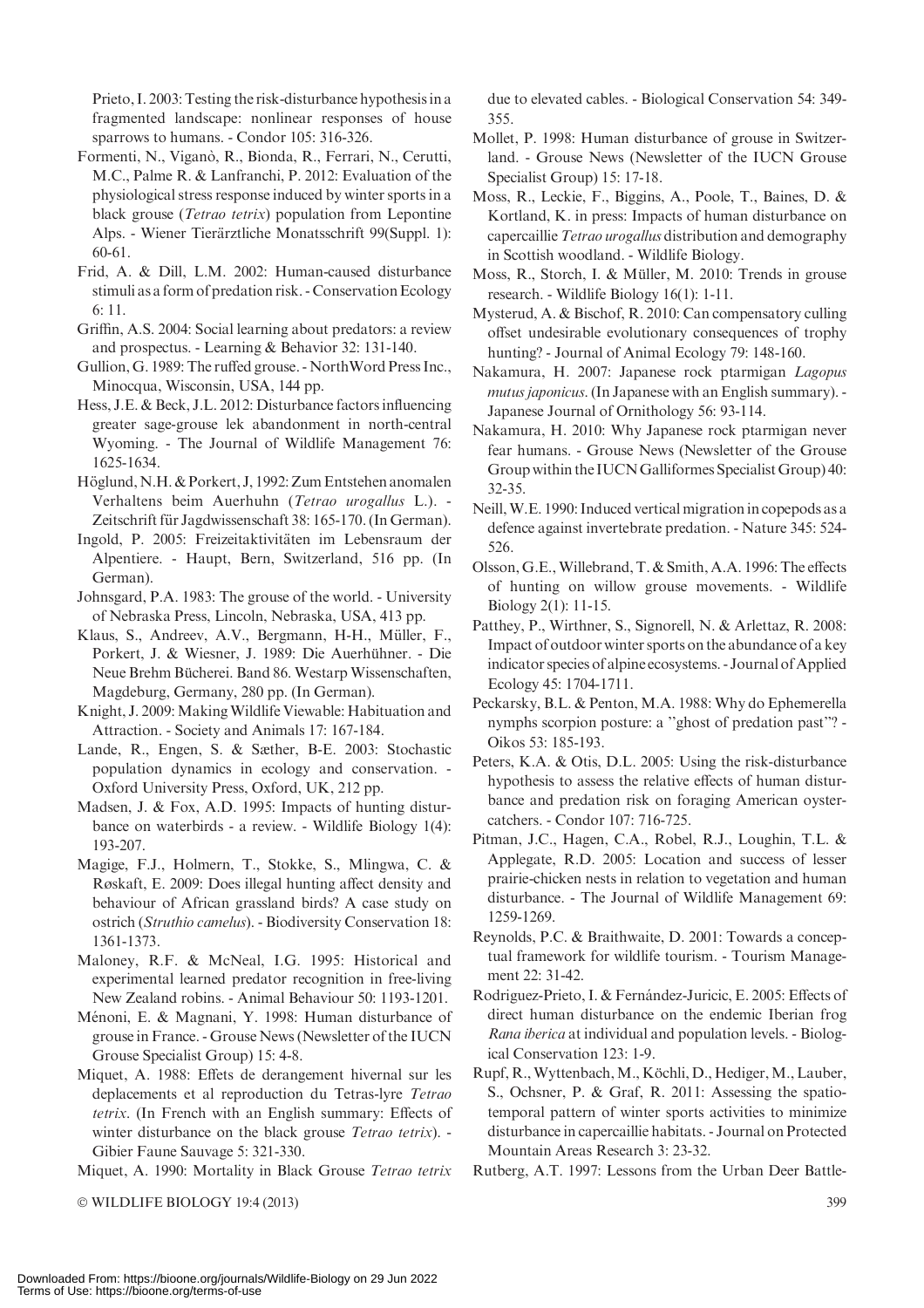Prieto, I. 2003: Testing the risk-disturbance hypothesis in a fragmented landscape: nonlinear responses of house sparrows to humans. - Condor 105: 316-326.

Formenti, N., Viganò, R., Bionda, R., Ferrari, N., Cerutti, M.C., Palme R. & Lanfranchi, P. 2012: Evaluation of the physiological stress response induced by winter sports in a black grouse (*Tetrao tetrix*) population from Lepontine Alps. - Wiener Tierärztliche Monatsschrift 99(Suppl. 1): 60-61.

Frid, A. & Dill, L.M. 2002: Human-caused disturbance stimuli as a form of predation risk. - Conservation Ecology 6: 11.

Griffin, A.S. 2004: Social learning about predators: a review and prospectus. - Learning & Behavior 32: 131-140.

Gullion, G. 1989: The ruffed grouse. - NorthWord Press Inc., Minocqua, Wisconsin, USA, 144 pp.

Hess, J.E. & Beck, J.L. 2012: Disturbance factors influencing greater sage-grouse lek abandonment in north-central Wyoming. - The Journal of Wildlife Management 76: 1625-1634.

Höglund, N.H. & Porkert, J, 1992: Zum Entstehen anomalen Verhaltens beim Auerhuhn (*Tetrao urogallus* L.). - Zeitschrift für Jagdwissenschaft 38: 165-170. (In German).

Ingold, P. 2005: Freizeitaktivitäten im Lebensraum der Alpentiere. - Haupt, Bern, Switzerland, 516 pp. (In German).

Johnsgard, P.A. 1983: The grouse of the world. - University of Nebraska Press, Lincoln, Nebraska, USA, 413 pp.

Klaus, S., Andreev, A.V., Bergmann, H-H., Müller, F., Porkert, J. & Wiesner, J. 1989: Die Auerhühner. - Die Neue Brehm Bücherei. Band 86. Westarp Wissenschaften, Magdeburg, Germany, 280 pp. (In German).

Knight, J. 2009: Making Wildlife Viewable: Habituation and Attraction. - Society and Animals 17: 167-184.

Lande, R., Engen, S. & Sæther, B-E. 2003: Stochastic population dynamics in ecology and conservation. - Oxford University Press, Oxford, UK, 212 pp.

Madsen, J. & Fox, A.D. 1995: Impacts of hunting disturbance on waterbirds - a review. - Wildlife Biology 1(4): 193-207.

Magige, F.J., Holmern, T., Stokke, S., Mlingwa, C. & Røskaft, E. 2009: Does illegal hunting affect density and behaviour of African grassland birds? A case study on ostrich (*Struthio camelus*). - Biodiversity Conservation 18: 1361-1373.

Maloney, R.F. & McNeal, I.G. 1995: Historical and experimental learned predator recognition in free-living New Zealand robins. - Animal Behaviour 50: 1193-1201.

Ménoni, E. & Magnani, Y. 1998: Human disturbance of grouse in France. - Grouse News (Newsletter of the IUCN Grouse Specialist Group) 15: 4-8.

Miquet, A. 1988: Effets de derangement hivernal sur les deplacements et al reproduction du Tetras-lyre *Tetrao tetrix*. (In French with an English summary: Effects of winter disturbance on the black grouse *Tetrao tetrix*). - Gibier Faune Sauvage 5: 321-330.

Miquet, A. 1990: Mortality in Black Grouse *Tetrao tetrix* due to elevated cables. - Biological Conservation 54: 349-355.

Mollet, P. 1998: Human disturbance of grouse in Switzerland. - Grouse News (Newsletter of the IUCN Grouse Specialist Group) 15: 17-18.

Moss, R., Leckie, F., Biggins, A., Poole, T., Baines, D. & Kortland, K. in press: Impacts of human disturbance on capercaillie *Tetrao urogallus* distribution and demography in Scottish woodland. - Wildlife Biology.

Moss, R., Storch, I. & Müller, M. 2010: Trends in grouse research. - Wildlife Biology 16(1): 1-11.

Mysterud, A. & Bischof, R. 2010: Can compensatory culling offset undesirable evolutionary consequences of trophy hunting? - Journal of Animal Ecology 79: 148-160.

Nakamura, H. 2007: Japanese rock ptarmigan *Lagopus mutus japonicus*. (In Japanese with an English summary). - Japanese Journal of Ornithology 56: 93-114.

Nakamura, H. 2010: Why Japanese rock ptarmigan never fear humans. - Grouse News (Newsletter of the Grouse Group within the IUCN Galliformes Specialist Group) 40: 32-35.

Neill, W.E. 1990: Induced vertical migration in copepods as a defence against invertebrate predation. - Nature 345: 524-526.

Olsson, G.E., Willebrand, T. & Smith, A.A. 1996: The effects of hunting on willow grouse movements. - Wildlife Biology 2(1): 11-15.

Patthey, P., Wirthner, S., Signorell, N. & Arlettaz, R. 2008: Impact of outdoor winter sports on the abundance of a key indicator species of alpine ecosystems. - Journal of Applied Ecology 45: 1704-1711.

Peckarsky, B.L. & Penton, M.A. 1988: Why do Ephemerella nymphs scorpion posture: a "ghost of predation past"? - Oikos 53: 185-193.

Peters, K.A. & Otis, D.L. 2005: Using the risk-disturbance hypothesis to assess the relative effects of human disturbance and predation risk on foraging American oystercatchers. - Condor 107: 716-725.

Pitman, J.C., Hagen, C.A., Robel, R.J., Loughin, T.L. & Applegate, R.D. 2005: Location and success of lesser prairie-chicken nests in relation to vegetation and human disturbance. - The Journal of Wildlife Management 69: 1259-1269.

Reynolds, P.C. & Braithwaite, D. 2001: Towards a conceptual framework for wildlife tourism. - Tourism Management 22: 31-42.

Rodriguez-Prieto, I. & Fernández-Juricic, E. 2005: Effects of direct human disturbance on the endemic Iberian frog *Rana iberica* at individual and population levels. - Biological Conservation 123: 1-9.

Rupf, R., Wyttenbach, M., Köchli, D., Hediger, M., Lauber, S., Ochsner, P. & Graf, R. 2011: Assessing the spatio-temporal pattern of winter sports activities to minimize disturbance in capercaillie habitats. - Journal on Protected Mountain Areas Research 3: 23-32.

Rutberg, A.T. 1997: Lessons from the Urban Deer Battle-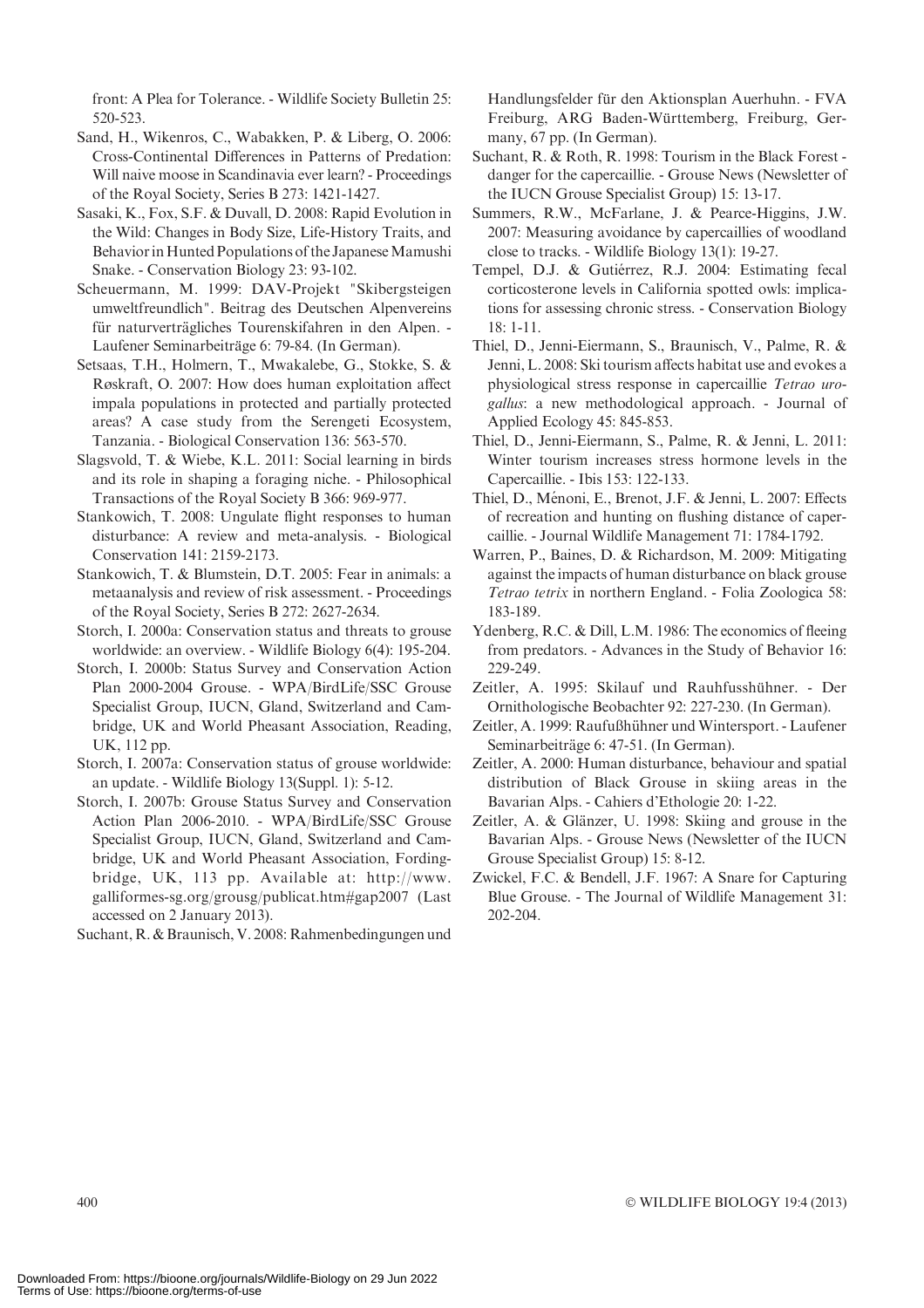front: A Plea for Tolerance. - Wildlife Society Bulletin 25: 520-523.

Sand, H., Wikenros, C., Wabakken, P. & Liberg, O. 2006: Cross-Continental Differences in Patterns of Predation: Will naive moose in Scandinavia ever learn? - Proceedings of the Royal Society, Series B 273: 1421-1427.

Sasaki, K., Fox, S.F. & Duvall, D. 2008: Rapid Evolution in the Wild: Changes in Body Size, Life-History Traits, and Behavior in Hunted Populations of the Japanese Mamushi Snake. - Conservation Biology 23: 93-102.

Scheuermann, M. 1999: DAV-Projekt "Skibergsteigen umweltfreundlich". Beitrag des Deutschen Alpenvereins für naturverträgliches Tourenskifahren in den Alpen. - Laufener Seminarbeiträge 6: 79-84. (In German).

Setsaas, T.H., Holmern, T., Mwakalebe, G., Stokke, S. & Røskraft, O. 2007: How does human exploitation affect impala populations in protected and partially protected areas? A case study from the Serengeti Ecosystem, Tanzania. - Biological Conservation 136: 563-570.

Slagsvold, T. & Wiebe, K.L. 2011: Social learning in birds and its role in shaping a foraging niche. - Philosophical Transactions of the Royal Society B 366: 969-977.

Stankowich, T. 2008: Ungulate flight responses to human disturbance: A review and meta-analysis. - Biological Conservation 141: 2159-2173.

Stankowich, T. & Blumstein, D.T. 2005: Fear in animals: a metaanalysis and review of risk assessment. - Proceedings of the Royal Society, Series B 272: 2627-2634.

Storch, I. 2000a: Conservation status and threats to grouse worldwide: an overview. - Wildlife Biology 6(4): 195-204.

Storch, I. 2000b: Status Survey and Conservation Action Plan 2000-2004 Grouse. - WPA/BirdLife/SSC Grouse Specialist Group, IUCN, Gland, Switzerland and Cambridge, UK and World Pheasant Association, Reading, UK, 112 pp.

Storch, I. 2007a: Conservation status of grouse worldwide: an update. - Wildlife Biology 13(Suppl. 1): 5-12.

Storch, I. 2007b: Grouse Status Survey and Conservation Action Plan 2006-2010. - WPA/BirdLife/SSC Grouse Specialist Group, IUCN, Gland, Switzerland and Cambridge, UK and World Pheasant Association, Fordingbridge, UK, 113 pp. Available at: http://www.galliformes-sg.org/grousg/publicat.htm#gap2007 (Last accessed on 2 January 2013).

Suchant, R. & Braunisch, V. 2008: Rahmenbedingungen und Handlungsfelder für den Aktionsplan Auerhuhn. - FVA Freiburg, ARG Baden-Württemberg, Freiburg, Germany, 67 pp. (In German).

Suchant, R. & Roth, R. 1998: Tourism in the Black Forest - danger for the capercaillie. - Grouse News (Newsletter of the IUCN Grouse Specialist Group) 15: 13-17.

Summers, R.W., McFarlane, J. & Pearce-Higgins, J.W. 2007: Measuring avoidance by capercaillies of woodland close to tracks. - Wildlife Biology 13(1): 19-27.

Tempel, D.J. & Gutiérrez, R.J. 2004: Estimating fecal corticosterone levels in California spotted owls: implications for assessing chronic stress. - Conservation Biology 18: 1-11.

Thiel, D., Jenni-Eiermann, S., Braunisch, V., Palme, R. & Jenni, L. 2008: Ski tourism affects habitat use and evokes a physiological stress response in capercaillie *Tetrao urogallus*: a new methodological approach. - Journal of Applied Ecology 45: 845-853.

Thiel, D., Jenni-Eiermann, S., Palme, R. & Jenni, L. 2011: Winter tourism increases stress hormone levels in the Capercaillie. - Ibis 153: 122-133.

Thiel, D., Ménoni, E., Brenot, J.F. & Jenni, L. 2007: Effects of recreation and hunting on flushing distance of capercaillie. - Journal Wildlife Management 71: 1784-1792.

Warren, P., Baines, D. & Richardson, M. 2009: Mitigating against the impacts of human disturbance on black grouse *Tetrao tetrix* in northern England. - Folia Zoologica 58: 183-189.

Ydenberg, R.C. & Dill, L.M. 1986: The economics of fleeing from predators. - Advances in the Study of Behavior 16: 229-249.

Zeitler, A. 1995: Skilauf und Rauhfusshühner. - Der Ornithologische Beobachter 92: 227-230. (In German).

Zeitler, A. 1999: Raufußhühner und Wintersport. - Laufener Seminarbeiträge 6: 47-51. (In German).

Zeitler, A. 2000: Human disturbance, behaviour and spatial distribution of Black Grouse in skiing areas in the Bavarian Alps. - Cahiers d'Ethologie 20: 1-22.

Zeitler, A. & Glänzer, U. 1998: Skiing and grouse in the Bavarian Alps. - Grouse News (Newsletter of the IUCN Grouse Specialist Group) 15: 8-12.

Zwickel, F.C. & Bendell, J.F. 1967: A Snare for Capturing Blue Grouse. - The Journal of Wildlife Management 31: 202-204.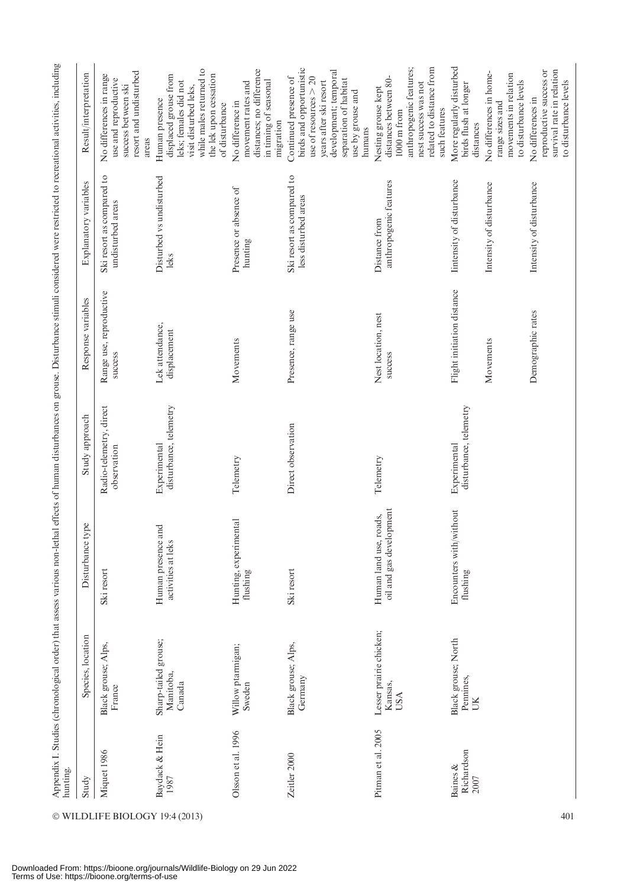Appendix I. Studies (chronological order) that assess various non-lethal effects of human disturbances on grouse. Disturbance stimuli considered were restricted to recreational activities, including hunting.

| Study | Species, location | Disturbance type | Study approach | Response variables | Explanatory variables | Result/interpretation |
|---|---|---|---|---|---|---|
| Miquet 1986 | Black grouse; Alps, France | Ski resort | Radio-telemetry, direct observation | Range use, reproductive success | Ski resort as compared to undisturbed areas | No differences in range use and reproductive success between ski resort and undisturbed areas |
| Baydack & Hein 1987 | Sharp-tailed grouse; Manitoba, Canada | Human presence and activities at leks | Experimental disturbance, telemetry | Lek attendance, displacement | Disturbed vs undisturbed leks | Human presence displaced grouse from leks; females did not visit disturbed leks, while males returned to the lek upon cessation of disturbance |
| Olsson et al. 1996 | Willow ptarmigan; Sweden | Hunting, experimental flushing | Telemetry | Movements | Presence or absence of hunting | No difference in movement rates and distances; no difference in timing of seasonal migration |
| Zeitler 2000 | Black grouse; Alps, Germany | Ski resort | Direct observation | Presence, range use | Ski resort as compared to less disturbed areas | Continued presence of birds and opportunistic use of resources > 20 years after ski resort development; temporal separation of habitat use by grouse and humans |
| Pitman et al. 2005 | Lesser prairie chicken; Kansas, USA | Human land use, roads, oil and gas development | Telemetry | Nest location, nest success | Distance from anthropogenic features | Nesting grouse kept distances between 80-1000 m from anthropogenic features; nest success was not related to distance from such features |
| Baines & Richardson 2007 | Black grouse; North Pennines, UK | Encounters with/without flushing | Experimental disturbance, telemetry | Flight initiation distance | Intensity of disturbance | More regularly disturbed birds flush at longer distances |
| | | | | Movements | Intensity of disturbance | No differences in home-range sizes and movements in relation to disturbance levels |
| | | | | Demographic rates | Intensity of disturbance | No differences in reproductive success or survival rate in relation to disturbance levels |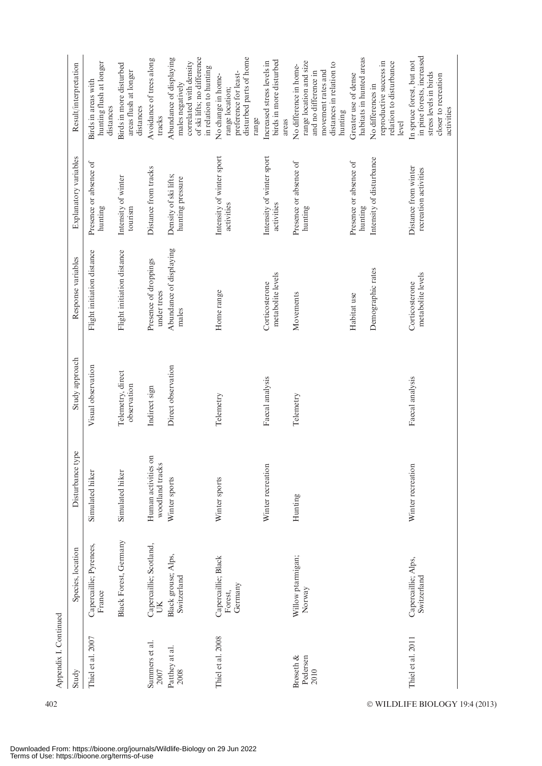Appendix I. Continued

| Study | Species, location | Disturbance type | Study approach | Response variables | Explanatory variables | Result/interpretation |
|---|---|---|---|---|---|---|
| Thiel et al. 2007 | Capercaillie; Pyrenees, France | Simulated hiker | Visual observation | Flight initiation distance | Presence or absence of hunting | Birds in areas with hunting flush at longer distances |
| | Black Forest, Germany | Simulated hiker | Telemetry, direct observation | Flight initiation distance | Intensity of winter tourism | Birds in more disturbed areas flush at longer distances |
| Summers et al. 2007 | Capercaillie; Scotland, UK | Human activities on woodland tracks | Indirect sign | Presence of droppings under trees | Distance from tracks | Avoidance of trees along tracks |
| Patthey at al. 2008 | Black grouse; Alps, Switzerland | Winter sports | Direct observation | Abundance of displaying males | Density of ski lifts; hunting pressure | Abundance of displaying males negatively correlated with density of ski lifts; no difference in relation to hunting |
| Thiel et al. 2008 | Capercaillie; Black Forest, Germany | Winter sports | Telemetry | Home range | Intensity of winter sport activities | No change in home-range location; preference for least-disturbed parts of home range |
| | | Winter recreation | Faecal analysis | Corticosterone metabolite levels | Intensity of winter sport activities | Increased stress levels in birds in more disturbed areas |
| Broseth & Pedersen 2010 | Willow ptarmigan; Norway | Hunting | Telemetry | Movements | Presence or absence of hunting | No difference in home-range location and size and no difference in movement rates and distances in relation to hunting |
| | | | | Habitat use | Presence or absence of hunting | Greater use of dense habitats in hunted areas |
| | | | | Demographic rates | Intensity of disturbance | No differences in reproductive success in relation to disturbance level |
| Thiel et al. 2011 | Capercaillie; Alps, Switzerland | Winter recreation | Faecal analysis | Corticosterone metabolite levels | Distance from winter recreation activities | In spruce forest, but not in pine forests, increased stress levels in birds closer to recreation activities |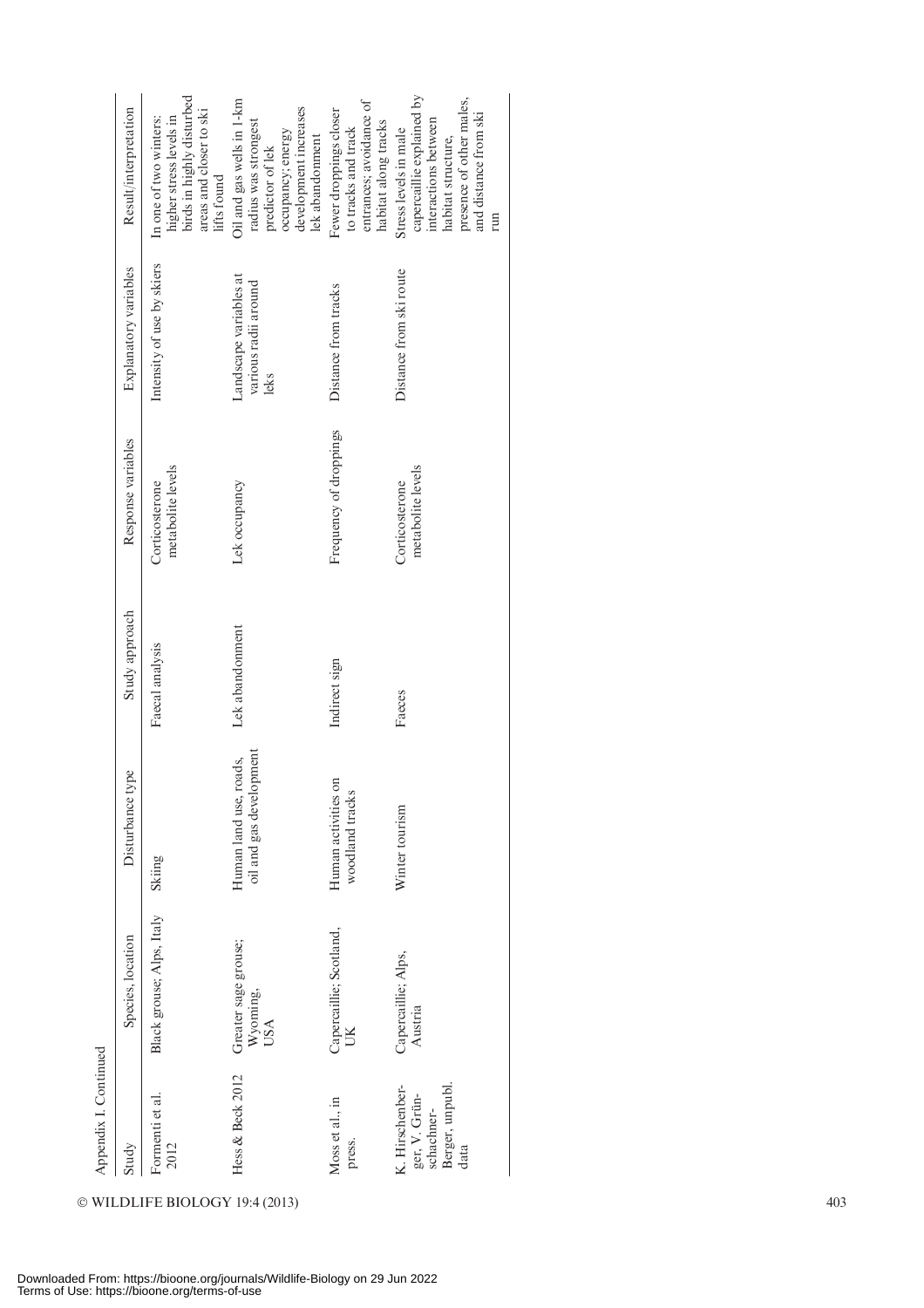Appendix I. Continued

| Study | Species, location | Disturbance type | Study approach | Response variables | Explanatory variables | Result/interpretation |
| --- | --- | --- | --- | --- | --- | --- |
| Formenti et al. 2012 | Black grouse; Alps, Italy | Skiing | Faecal analysis | Corticosterone metabolite levels | Intensity of use by skiers | In one of two winters: higher stress levels in birds in highly disturbed areas and closer to ski lifts found |
| Hess & Beck 2012 | Greater sage grouse; Wyoming, USA | Human land use, roads, oil and gas development | Lek abandonment | Lek occupancy | Landscape variables at various radii around leks | Oil and gas wells in 1-km radius was strongest predictor of lek occupancy; energy development increases lek abandonment |
| Moss et al., in press. | Capercaillie; Scotland, UK | Human activities on woodland tracks | Indirect sign | Frequency of droppings | Distance from tracks | Fewer droppings closer to tracks and track entrances; avoidance of habitat along tracks |
| K. Hirschenberger, V. Grünschachner-Berger, unpubl. data | Capercaillie; Alps, Austria | Winter tourism | Faeces | Corticosterone metabolite levels | Distance from ski route | Stress levels in male capercaillie explained by interactions between habitat structure, presence of other males, and distance from ski run |